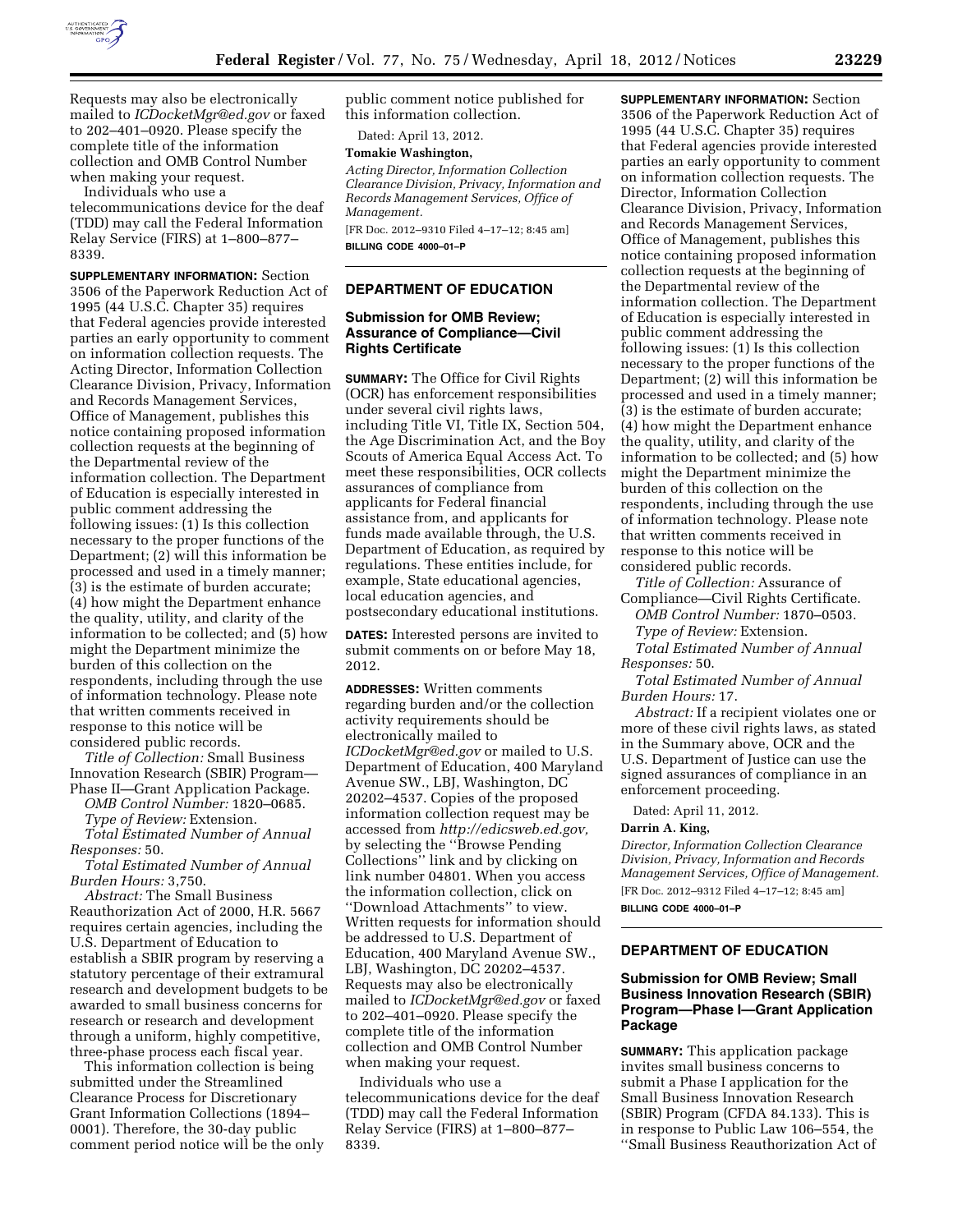Requests may also be electronically mailed to *ICDocketMgr@ed.gov* or faxed to 202–401–0920. Please specify the complete title of the information collection and OMB Control Number when making your request.

Individuals who use a telecommunications device for the deaf (TDD) may call the Federal Information Relay Service (FIRS) at 1–800–877–8339.

**SUPPLEMENTARY INFORMATION:** Section 3506 of the Paperwork Reduction Act of 1995 (44 U.S.C. Chapter 35) requires that Federal agencies provide interested parties an early opportunity to comment on information collection requests. The Acting Director, Information Collection Clearance Division, Privacy, Information and Records Management Services, Office of Management, publishes this notice containing proposed information collection requests at the beginning of the Departmental review of the information collection. The Department of Education is especially interested in public comment addressing the following issues: (1) Is this collection necessary to the proper functions of the Department; (2) will this information be processed and used in a timely manner; (3) is the estimate of burden accurate; (4) how might the Department enhance the quality, utility, and clarity of the information to be collected; and (5) how might the Department minimize the burden of this collection on the respondents, including through the use of information technology. Please note that written comments received in response to this notice will be considered public records.

*Title of Collection:* Small Business Innovation Research (SBIR) Program—Phase II—Grant Application Package.

*OMB Control Number:* 1820–0685.

*Type of Review:* Extension.

*Total Estimated Number of Annual Responses:* 50.

*Total Estimated Number of Annual Burden Hours:* 3,750.

*Abstract:* The Small Business Reauthorization Act of 2000, H.R. 5667 requires certain agencies, including the U.S. Department of Education to establish a SBIR program by reserving a statutory percentage of their extramural research and development budgets to be awarded to small business concerns for research or research and development through a uniform, highly competitive, three-phase process each fiscal year.

This information collection is being submitted under the Streamlined Clearance Process for Discretionary Grant Information Collections (1894–0001). Therefore, the 30-day public comment period notice will be the only public comment notice published for this information collection.

Dated: April 13, 2012.

**Tomakie Washington,**

*Acting Director, Information Collection Clearance Division, Privacy, Information and Records Management Services, Office of Management.*

[FR Doc. 2012–9310 Filed 4–17–12; 8:45 am]

**BILLING CODE 4000–01–P**

## DEPARTMENT OF EDUCATION

### Submission for OMB Review; Assurance of Compliance—Civil Rights Certificate

**SUMMARY:** The Office for Civil Rights (OCR) has enforcement responsibilities under several civil rights laws, including Title VI, Title IX, Section 504, the Age Discrimination Act, and the Boy Scouts of America Equal Access Act. To meet these responsibilities, OCR collects assurances of compliance from applicants for Federal financial assistance from, and applicants for funds made available through, the U.S. Department of Education, as required by regulations. These entities include, for example, State educational agencies, local education agencies, and postsecondary educational institutions.

**DATES:** Interested persons are invited to submit comments on or before May 18, 2012.

**ADDRESSES:** Written comments regarding burden and/or the collection activity requirements should be electronically mailed to *ICDocketMgr@ed.gov* or mailed to U.S. Department of Education, 400 Maryland Avenue SW., LBJ, Washington, DC 20202–4537. Copies of the proposed information collection request may be accessed from *http://edicsweb.ed.gov,* by selecting the ''Browse Pending Collections'' link and by clicking on link number 04801. When you access the information collection, click on ''Download Attachments'' to view. Written requests for information should be addressed to U.S. Department of Education, 400 Maryland Avenue SW., LBJ, Washington, DC 20202–4537. Requests may also be electronically mailed to *ICDocketMgr@ed.gov* or faxed to 202–401–0920. Please specify the complete title of the information collection and OMB Control Number when making your request.

Individuals who use a telecommunications device for the deaf (TDD) may call the Federal Information Relay Service (FIRS) at 1–800–877–8339.

**SUPPLEMENTARY INFORMATION:** Section 3506 of the Paperwork Reduction Act of 1995 (44 U.S.C. Chapter 35) requires that Federal agencies provide interested parties an early opportunity to comment on information collection requests. The Director, Information Collection Clearance Division, Privacy, Information and Records Management Services, Office of Management, publishes this notice containing proposed information collection requests at the beginning of the Departmental review of the information collection. The Department of Education is especially interested in public comment addressing the following issues: (1) Is this collection necessary to the proper functions of the Department; (2) will this information be processed and used in a timely manner; (3) is the estimate of burden accurate; (4) how might the Department enhance the quality, utility, and clarity of the information to be collected; and (5) how might the Department minimize the burden of this collection on the respondents, including through the use of information technology. Please note that written comments received in response to this notice will be considered public records.

*Title of Collection:* Assurance of Compliance—Civil Rights Certificate.

*OMB Control Number:* 1870–0503.

*Type of Review:* Extension.

*Total Estimated Number of Annual Responses:* 50.

*Total Estimated Number of Annual Burden Hours:* 17.

*Abstract:* If a recipient violates one or more of these civil rights laws, as stated in the Summary above, OCR and the U.S. Department of Justice can use the signed assurances of compliance in an enforcement proceeding.

Dated: April 11, 2012.

**Darrin A. King,**

*Director, Information Collection Clearance Division, Privacy, Information and Records Management Services, Office of Management.*

[FR Doc. 2012–9312 Filed 4–17–12; 8:45 am]

**BILLING CODE 4000–01–P**

## DEPARTMENT OF EDUCATION

### Submission for OMB Review; Small Business Innovation Research (SBIR) Program—Phase I—Grant Application Package

**SUMMARY:** This application package invites small business concerns to submit a Phase I application for the Small Business Innovation Research (SBIR) Program (CFDA 84.133). This is in response to Public Law 106–554, the ''Small Business Reauthorization Act of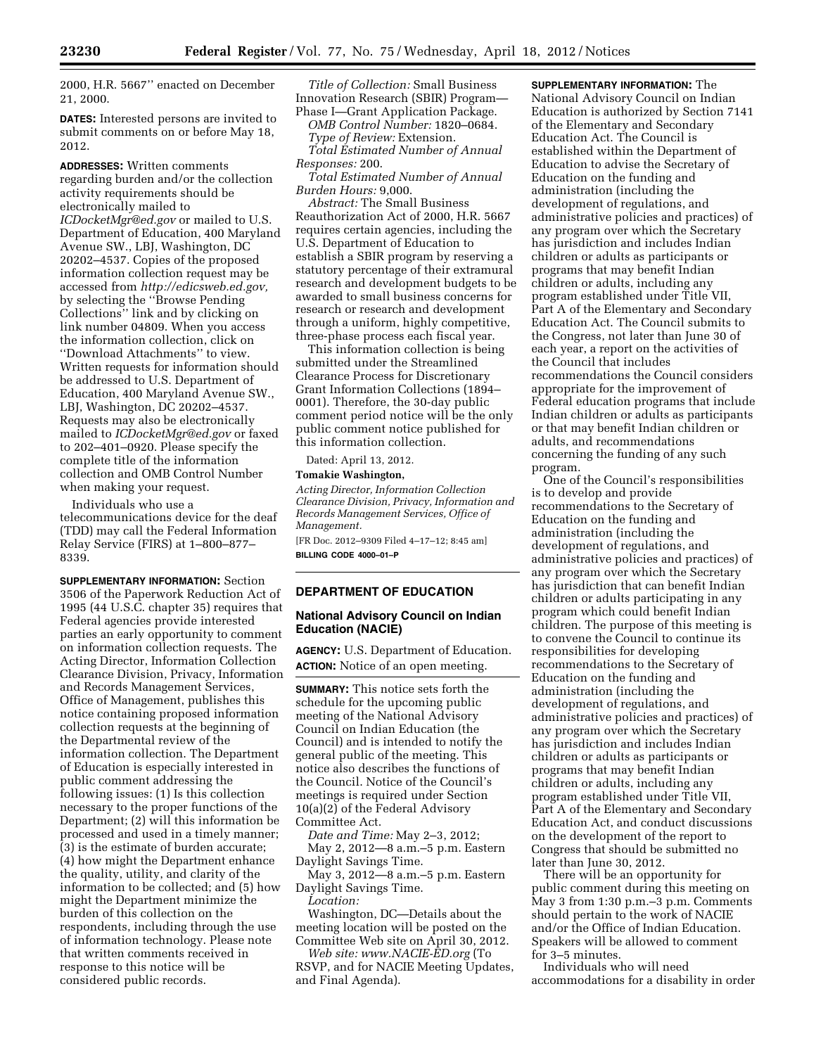2000, H.R. 5667'' enacted on December 21, 2000.

**DATES:** Interested persons are invited to submit comments on or before May 18, 2012.

**ADDRESSES:** Written comments regarding burden and/or the collection activity requirements should be electronically mailed to *ICDocketMgr@ed.gov* or mailed to U.S. Department of Education, 400 Maryland Avenue SW., LBJ, Washington, DC 20202–4537. Copies of the proposed information collection request may be accessed from *http://edicsweb.ed.gov,* by selecting the ''Browse Pending Collections'' link and by clicking on link number 04809. When you access the information collection, click on ''Download Attachments'' to view. Written requests for information should be addressed to U.S. Department of Education, 400 Maryland Avenue SW., LBJ, Washington, DC 20202–4537. Requests may also be electronically mailed to *ICDocketMgr@ed.gov* or faxed to 202–401–0920. Please specify the complete title of the information collection and OMB Control Number when making your request.

Individuals who use a telecommunications device for the deaf (TDD) may call the Federal Information Relay Service (FIRS) at 1–800–877–8339.

**SUPPLEMENTARY INFORMATION:** Section 3506 of the Paperwork Reduction Act of 1995 (44 U.S.C. chapter 35) requires that Federal agencies provide interested parties an early opportunity to comment on information collection requests. The Acting Director, Information Collection Clearance Division, Privacy, Information and Records Management Services, Office of Management, publishes this notice containing proposed information collection requests at the beginning of the Departmental review of the information collection. The Department of Education is especially interested in public comment addressing the following issues: (1) Is this collection necessary to the proper functions of the Department; (2) will this information be processed and used in a timely manner; (3) is the estimate of burden accurate; (4) how might the Department enhance the quality, utility, and clarity of the information to be collected; and (5) how might the Department minimize the burden of this collection on the respondents, including through the use of information technology. Please note that written comments received in response to this notice will be considered public records.

*Title of Collection:* Small Business Innovation Research (SBIR) Program—Phase I—Grant Application Package.

*OMB Control Number:* 1820–0684.

*Type of Review:* Extension.

*Total Estimated Number of Annual Responses:* 200.

*Total Estimated Number of Annual Burden Hours:* 9,000.

*Abstract:* The Small Business Reauthorization Act of 2000, H.R. 5667 requires certain agencies, including the U.S. Department of Education to establish a SBIR program by reserving a statutory percentage of their extramural research and development budgets to be awarded to small business concerns for research or research and development through a uniform, highly competitive, three-phase process each fiscal year.

This information collection is being submitted under the Streamlined Clearance Process for Discretionary Grant Information Collections (1894–0001). Therefore, the 30-day public comment period notice will be the only public comment notice published for this information collection.

Dated: April 13, 2012.

**Tomakie Washington,**

*Acting Director, Information Collection Clearance Division, Privacy, Information and Records Management Services, Office of Management.*

[FR Doc. 2012–9309 Filed 4–17–12; 8:45 am]

**BILLING CODE 4000–01–P**

## DEPARTMENT OF EDUCATION

### National Advisory Council on Indian Education (NACIE)

**AGENCY:** U.S. Department of Education.

**ACTION:** Notice of an open meeting.

**SUMMARY:** This notice sets forth the schedule for the upcoming public meeting of the National Advisory Council on Indian Education (the Council) and is intended to notify the general public of the meeting. This notice also describes the functions of the Council. Notice of the Council's meetings is required under Section 10(a)(2) of the Federal Advisory Committee Act.

*Date and Time:* May 2–3, 2012;

May 2, 2012—8 a.m.–5 p.m. Eastern Daylight Savings Time.

May 3, 2012—8 a.m.–5 p.m. Eastern Daylight Savings Time.

*Location:*

Washington, DC—Details about the meeting location will be posted on the Committee Web site on April 30, 2012.

*Web site: www.NACIE-ED.org* (To RSVP, and for NACIE Meeting Updates, and Final Agenda).

**SUPPLEMENTARY INFORMATION:** The National Advisory Council on Indian Education is authorized by Section 7141 of the Elementary and Secondary Education Act. The Council is established within the Department of Education to advise the Secretary of Education on the funding and administration (including the development of regulations, and administrative policies and practices) of any program over which the Secretary has jurisdiction and includes Indian children or adults as participants or programs that may benefit Indian children or adults, including any program established under Title VII, Part A of the Elementary and Secondary Education Act. The Council submits to the Congress, not later than June 30 of each year, a report on the activities of the Council that includes recommendations the Council considers appropriate for the improvement of Federal education programs that include Indian children or adults as participants or that may benefit Indian children or adults, and recommendations concerning the funding of any such program.

One of the Council's responsibilities is to develop and provide recommendations to the Secretary of Education on the funding and administration (including the development of regulations, and administrative policies and practices) of any program over which the Secretary has jurisdiction that can benefit Indian children or adults participating in any program which could benefit Indian children. The purpose of this meeting is to convene the Council to continue its responsibilities for developing recommendations to the Secretary of Education on the funding and administration (including the development of regulations, and administrative policies and practices) of any program over which the Secretary has jurisdiction and includes Indian children or adults as participants or programs that may benefit Indian children or adults, including any program established under Title VII, Part A of the Elementary and Secondary Education Act, and conduct discussions on the development of the report to Congress that should be submitted no later than June 30, 2012.

There will be an opportunity for public comment during this meeting on May 3 from 1:30 p.m.–3 p.m. Comments should pertain to the work of NACIE and/or the Office of Indian Education. Speakers will be allowed to comment for 3–5 minutes.

Individuals who will need accommodations for a disability in order